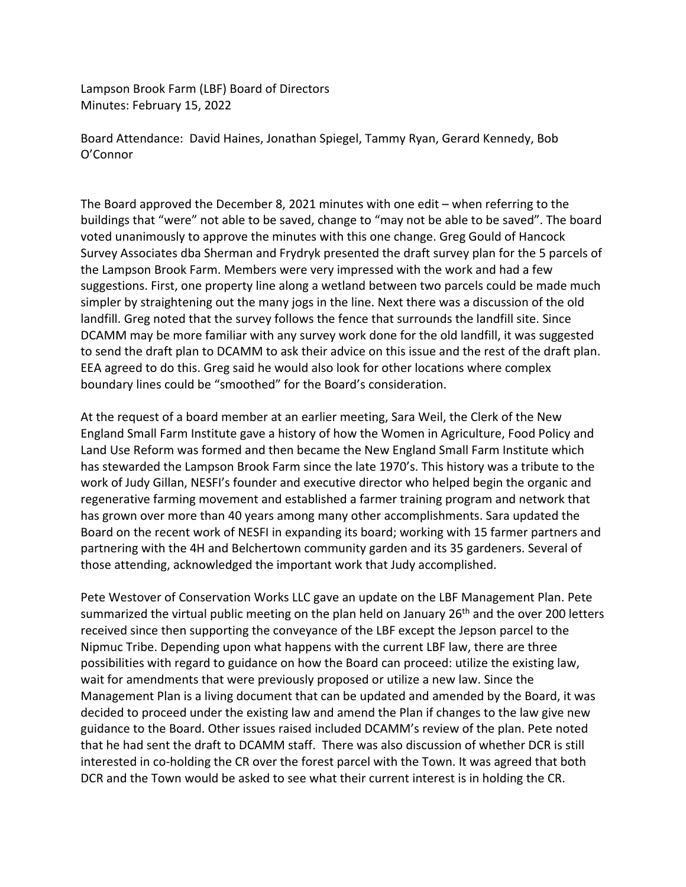Lampson Brook Farm (LBF) Board of Directors
Minutes: February 15, 2022

Board Attendance: David Haines, Jonathan Spiegel, Tammy Ryan, Gerard Kennedy, Bob O'Connor

The Board approved the December 8, 2021 minutes with one edit – when referring to the buildings that "were" not able to be saved, change to "may not be able to be saved". The board voted unanimously to approve the minutes with this one change. Greg Gould of Hancock Survey Associates dba Sherman and Frydryk presented the draft survey plan for the 5 parcels of the Lampson Brook Farm. Members were very impressed with the work and had a few suggestions. First, one property line along a wetland between two parcels could be made much simpler by straightening out the many jogs in the line. Next there was a discussion of the old landfill. Greg noted that the survey follows the fence that surrounds the landfill site. Since DCAMM may be more familiar with any survey work done for the old landfill, it was suggested to send the draft plan to DCAMM to ask their advice on this issue and the rest of the draft plan. EEA agreed to do this. Greg said he would also look for other locations where complex boundary lines could be "smoothed" for the Board's consideration.

At the request of a board member at an earlier meeting, Sara Weil, the Clerk of the New England Small Farm Institute gave a history of how the Women in Agriculture, Food Policy and Land Use Reform was formed and then became the New England Small Farm Institute which has stewarded the Lampson Brook Farm since the late 1970's. This history was a tribute to the work of Judy Gillan, NESFI's founder and executive director who helped begin the organic and regenerative farming movement and established a farmer training program and network that has grown over more than 40 years among many other accomplishments. Sara updated the Board on the recent work of NESFI in expanding its board; working with 15 farmer partners and partnering with the 4H and Belchertown community garden and its 35 gardeners. Several of those attending, acknowledged the important work that Judy accomplished.

Pete Westover of Conservation Works LLC gave an update on the LBF Management Plan. Pete summarized the virtual public meeting on the plan held on January 26th and the over 200 letters received since then supporting the conveyance of the LBF except the Jepson parcel to the Nipmuc Tribe. Depending upon what happens with the current LBF law, there are three possibilities with regard to guidance on how the Board can proceed: utilize the existing law, wait for amendments that were previously proposed or utilize a new law. Since the Management Plan is a living document that can be updated and amended by the Board, it was decided to proceed under the existing law and amend the Plan if changes to the law give new guidance to the Board. Other issues raised included DCAMM's review of the plan. Pete noted that he had sent the draft to DCAMM staff. There was also discussion of whether DCR is still interested in co-holding the CR over the forest parcel with the Town. It was agreed that both DCR and the Town would be asked to see what their current interest is in holding the CR.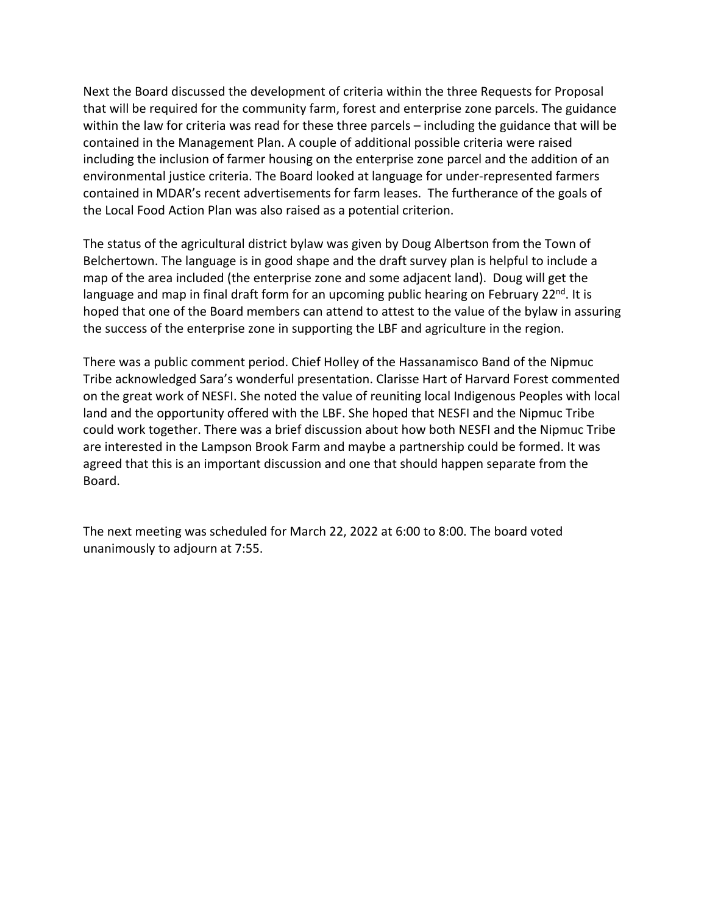Next the Board discussed the development of criteria within the three Requests for Proposal that will be required for the community farm, forest and enterprise zone parcels. The guidance within the law for criteria was read for these three parcels – including the guidance that will be contained in the Management Plan. A couple of additional possible criteria were raised including the inclusion of farmer housing on the enterprise zone parcel and the addition of an environmental justice criteria. The Board looked at language for under-represented farmers contained in MDAR's recent advertisements for farm leases. The furtherance of the goals of the Local Food Action Plan was also raised as a potential criterion.

The status of the agricultural district bylaw was given by Doug Albertson from the Town of Belchertown. The language is in good shape and the draft survey plan is helpful to include a map of the area included (the enterprise zone and some adjacent land). Doug will get the language and map in final draft form for an upcoming public hearing on February 22nd. It is hoped that one of the Board members can attend to attest to the value of the bylaw in assuring the success of the enterprise zone in supporting the LBF and agriculture in the region.

There was a public comment period. Chief Holley of the Hassanamisco Band of the Nipmuc Tribe acknowledged Sara's wonderful presentation. Clarisse Hart of Harvard Forest commented on the great work of NESFI. She noted the value of reuniting local Indigenous Peoples with local land and the opportunity offered with the LBF. She hoped that NESFI and the Nipmuc Tribe could work together. There was a brief discussion about how both NESFI and the Nipmuc Tribe are interested in the Lampson Brook Farm and maybe a partnership could be formed. It was agreed that this is an important discussion and one that should happen separate from the Board.

The next meeting was scheduled for March 22, 2022 at 6:00 to 8:00. The board voted unanimously to adjourn at 7:55.